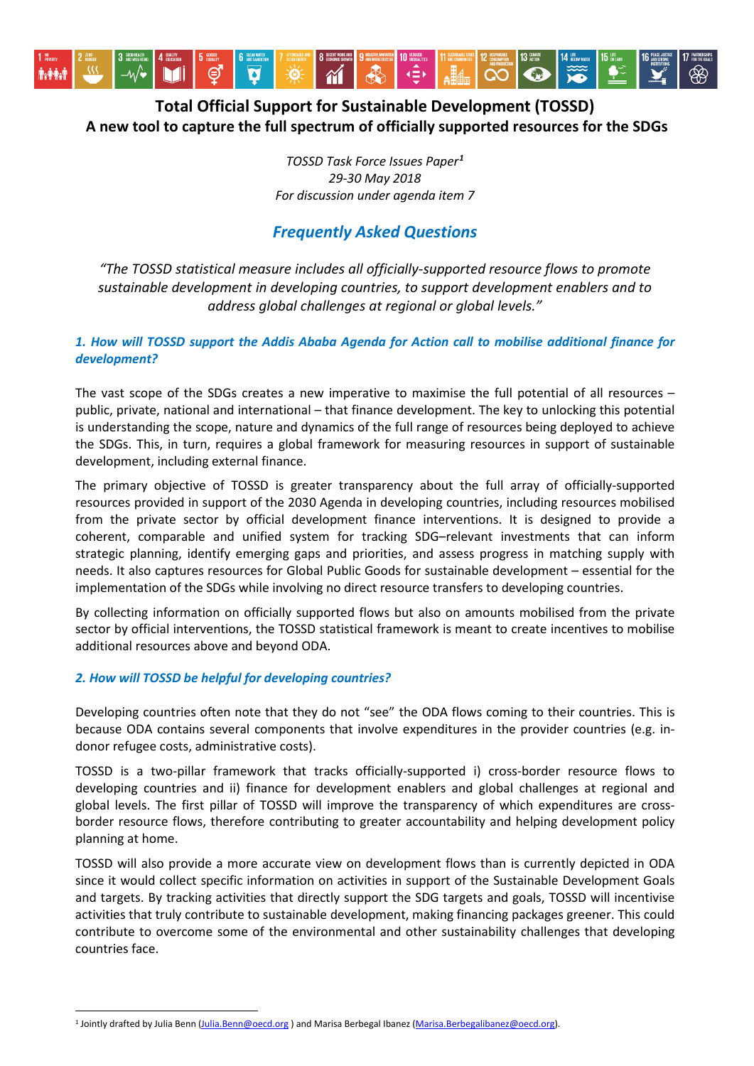# Total Official Support for Sustainable Development (TOSSD)
## A new tool to capture the full spectrum of officially supported resources for the SDGs

*TOSSD Task Force Issues Paper[1]*
*29-30 May 2018*
*For discussion under agenda item 7*

## *Frequently Asked Questions*

*"The TOSSD statistical measure includes all officially-supported resource flows to promote sustainable development in developing countries, to support development enablers and to address global challenges at regional or global levels."*

### *1. How will TOSSD support the Addis Ababa Agenda for Action call to mobilise additional finance for development?*

The vast scope of the SDGs creates a new imperative to maximise the full potential of all resources – public, private, national and international – that finance development. The key to unlocking this potential is understanding the scope, nature and dynamics of the full range of resources being deployed to achieve the SDGs. This, in turn, requires a global framework for measuring resources in support of sustainable development, including external finance.

The primary objective of TOSSD is greater transparency about the full array of officially-supported resources provided in support of the 2030 Agenda in developing countries, including resources mobilised from the private sector by official development finance interventions. It is designed to provide a coherent, comparable and unified system for tracking SDG–relevant investments that can inform strategic planning, identify emerging gaps and priorities, and assess progress in matching supply with needs. It also captures resources for Global Public Goods for sustainable development – essential for the implementation of the SDGs while involving no direct resource transfers to developing countries.

By collecting information on officially supported flows but also on amounts mobilised from the private sector by official interventions, the TOSSD statistical framework is meant to create incentives to mobilise additional resources above and beyond ODA.

### *2. How will TOSSD be helpful for developing countries?*

Developing countries often note that they do not "see" the ODA flows coming to their countries. This is because ODA contains several components that involve expenditures in the provider countries (e.g. in-donor refugee costs, administrative costs).

TOSSD is a two-pillar framework that tracks officially-supported i) cross-border resource flows to developing countries and ii) finance for development enablers and global challenges at regional and global levels. The first pillar of TOSSD will improve the transparency of which expenditures are cross-border resource flows, therefore contributing to greater accountability and helping development policy planning at home.

TOSSD will also provide a more accurate view on development flows than is currently depicted in ODA since it would collect specific information on activities in support of the Sustainable Development Goals and targets. By tracking activities that directly support the SDG targets and goals, TOSSD will incentivise activities that truly contribute to sustainable development, making financing packages greener. This could contribute to overcome some of the environmental and other sustainability challenges that developing countries face.

[1] Jointly drafted by Julia Benn (Julia.Benn@oecd.org ) and Marisa Berbegal Ibanez (Marisa.Berbegalibanez@oecd.org).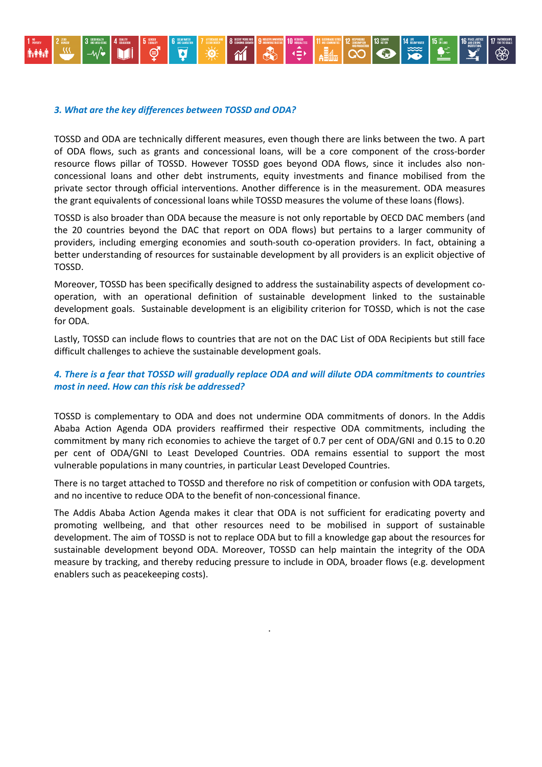### *3. What are the key differences between TOSSD and ODA?*

TOSSD and ODA are technically different measures, even though there are links between the two. A part of ODA flows, such as grants and concessional loans, will be a core component of the cross-border resource flows pillar of TOSSD. However TOSSD goes beyond ODA flows, since it includes also non-concessional loans and other debt instruments, equity investments and finance mobilised from the private sector through official interventions. Another difference is in the measurement. ODA measures the grant equivalents of concessional loans while TOSSD measures the volume of these loans (flows).

TOSSD is also broader than ODA because the measure is not only reportable by OECD DAC members (and the 20 countries beyond the DAC that report on ODA flows) but pertains to a larger community of providers, including emerging economies and south-south co-operation providers. In fact, obtaining a better understanding of resources for sustainable development by all providers is an explicit objective of TOSSD.

Moreover, TOSSD has been specifically designed to address the sustainability aspects of development co-operation, with an operational definition of sustainable development linked to the sustainable development goals. Sustainable development is an eligibility criterion for TOSSD, which is not the case for ODA.

Lastly, TOSSD can include flows to countries that are not on the DAC List of ODA Recipients but still face difficult challenges to achieve the sustainable development goals.

### *4. There is a fear that TOSSD will gradually replace ODA and will dilute ODA commitments to countries most in need. How can this risk be addressed?*

TOSSD is complementary to ODA and does not undermine ODA commitments of donors. In the Addis Ababa Action Agenda ODA providers reaffirmed their respective ODA commitments, including the commitment by many rich economies to achieve the target of 0.7 per cent of ODA/GNI and 0.15 to 0.20 per cent of ODA/GNI to Least Developed Countries. ODA remains essential to support the most vulnerable populations in many countries, in particular Least Developed Countries.

There is no target attached to TOSSD and therefore no risk of competition or confusion with ODA targets, and no incentive to reduce ODA to the benefit of non-concessional finance.

The Addis Ababa Action Agenda makes it clear that ODA is not sufficient for eradicating poverty and promoting wellbeing, and that other resources need to be mobilised in support of sustainable development. The aim of TOSSD is not to replace ODA but to fill a knowledge gap about the resources for sustainable development beyond ODA. Moreover, TOSSD can help maintain the integrity of the ODA measure by tracking, and thereby reducing pressure to include in ODA, broader flows (e.g. development enablers such as peacekeeping costs).